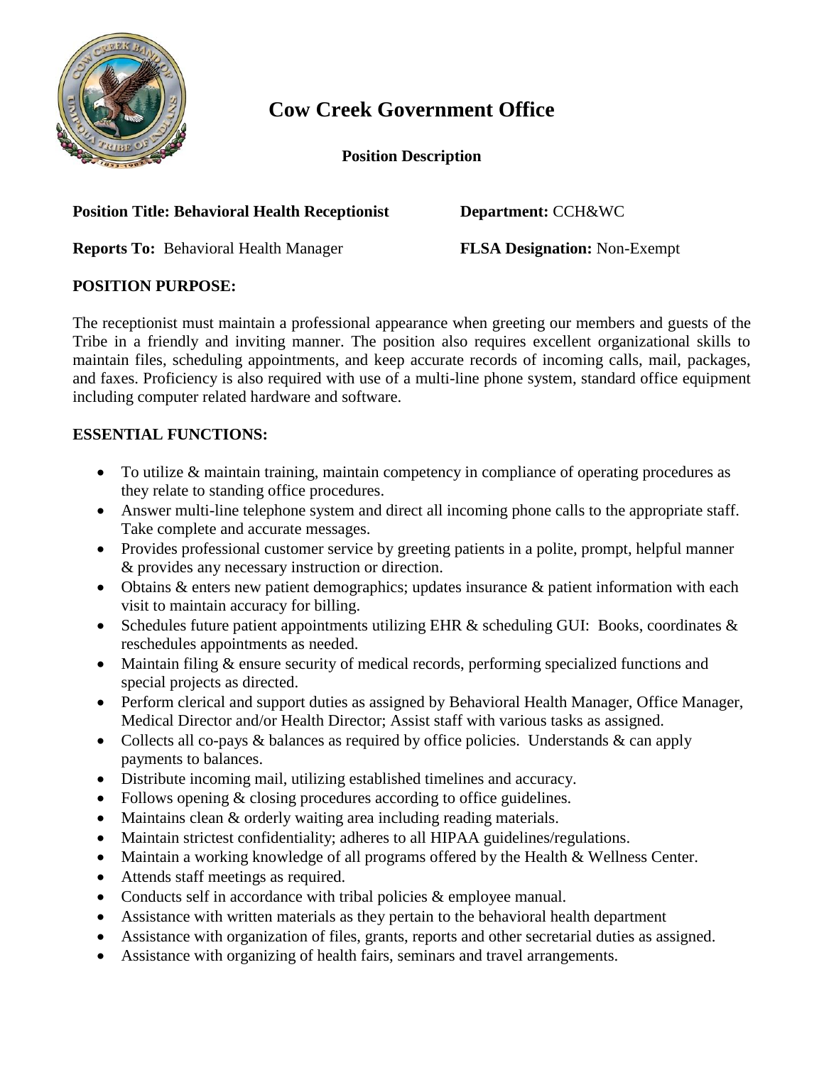# Cow Creek Government Office

**Position Description**

**Position Title: Behavioral Health Receptionist** **Department:** CCH&WC

**Reports To:** Behavioral Health Manager **FLSA Designation:** Non-Exempt

## POSITION PURPOSE:

The receptionist must maintain a professional appearance when greeting our members and guests of the Tribe in a friendly and inviting manner. The position also requires excellent organizational skills to maintain files, scheduling appointments, and keep accurate records of incoming calls, mail, packages, and faxes. Proficiency is also required with use of a multi-line phone system, standard office equipment including computer related hardware and software.

## ESSENTIAL FUNCTIONS:

- To utilize & maintain training, maintain competency in compliance of operating procedures as they relate to standing office procedures.
- Answer multi-line telephone system and direct all incoming phone calls to the appropriate staff. Take complete and accurate messages.
- Provides professional customer service by greeting patients in a polite, prompt, helpful manner & provides any necessary instruction or direction.
- Obtains & enters new patient demographics; updates insurance & patient information with each visit to maintain accuracy for billing.
- Schedules future patient appointments utilizing EHR & scheduling GUI: Books, coordinates & reschedules appointments as needed.
- Maintain filing & ensure security of medical records, performing specialized functions and special projects as directed.
- Perform clerical and support duties as assigned by Behavioral Health Manager, Office Manager, Medical Director and/or Health Director; Assist staff with various tasks as assigned.
- Collects all co-pays & balances as required by office policies. Understands & can apply payments to balances.
- Distribute incoming mail, utilizing established timelines and accuracy.
- Follows opening & closing procedures according to office guidelines.
- Maintains clean & orderly waiting area including reading materials.
- Maintain strictest confidentiality; adheres to all HIPAA guidelines/regulations.
- Maintain a working knowledge of all programs offered by the Health & Wellness Center.
- Attends staff meetings as required.
- Conducts self in accordance with tribal policies & employee manual.
- Assistance with written materials as they pertain to the behavioral health department
- Assistance with organization of files, grants, reports and other secretarial duties as assigned.
- Assistance with organizing of health fairs, seminars and travel arrangements.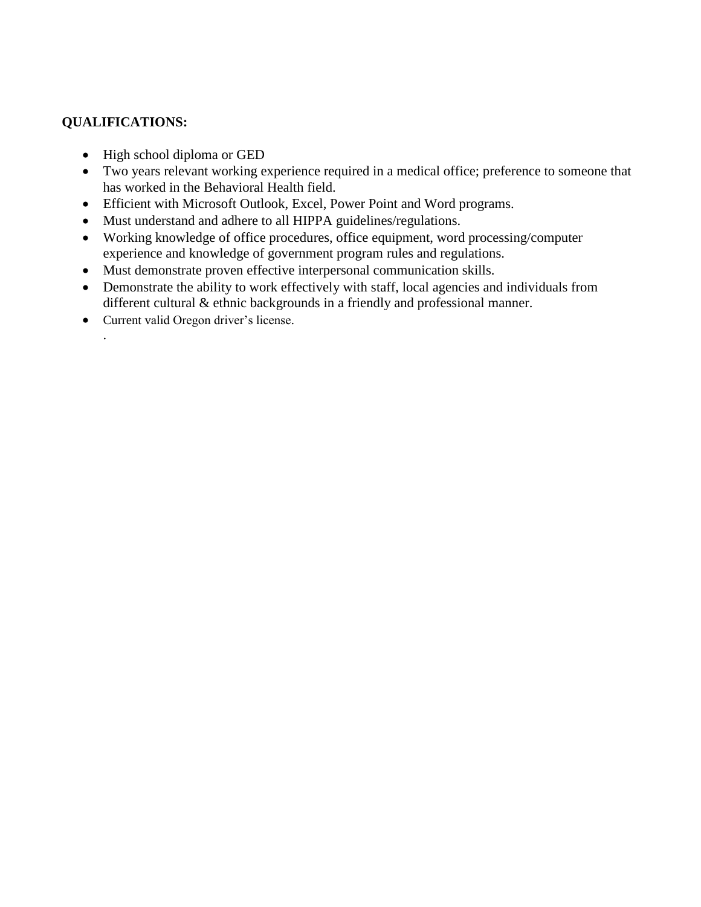**QUALIFICATIONS:**

- High school diploma or GED
- Two years relevant working experience required in a medical office; preference to someone that has worked in the Behavioral Health field.
- Efficient with Microsoft Outlook, Excel, Power Point and Word programs.
- Must understand and adhere to all HIPPA guidelines/regulations.
- Working knowledge of office procedures, office equipment, word processing/computer experience and knowledge of government program rules and regulations.
- Must demonstrate proven effective interpersonal communication skills.
- Demonstrate the ability to work effectively with staff, local agencies and individuals from different cultural & ethnic backgrounds in a friendly and professional manner.
- Current valid Oregon driver's license.

.